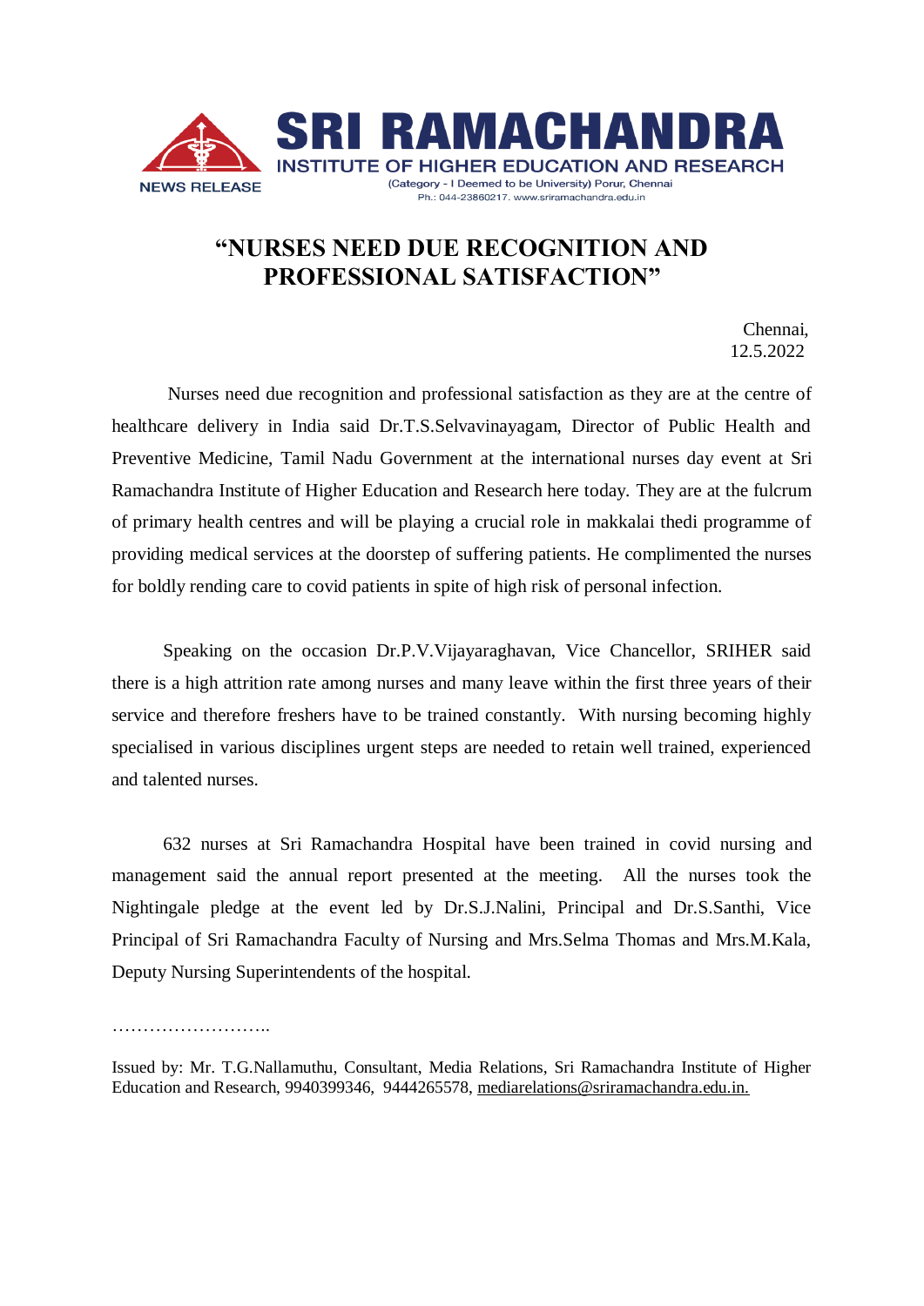**SRI RAMACHANDRA**
**INSTITUTE OF HIGHER EDUCATION AND RESEARCH**
(Category - I Deemed to be University) Porur, Chennai
Ph.: 044-23860217. www.sriramachandra.edu.in

**NEWS RELEASE**

# "NURSES NEED DUE RECOGNITION AND PROFESSIONAL SATISFACTION"

Chennai,
12.5.2022

Nurses need due recognition and professional satisfaction as they are at the centre of healthcare delivery in India said Dr.T.S.Selvavinayagam, Director of Public Health and Preventive Medicine, Tamil Nadu Government at the international nurses day event at Sri Ramachandra Institute of Higher Education and Research here today. They are at the fulcrum of primary health centres and will be playing a crucial role in makkalai thedi programme of providing medical services at the doorstep of suffering patients. He complimented the nurses for boldly rending care to covid patients in spite of high risk of personal infection.

Speaking on the occasion Dr.P.V.Vijayaraghavan, Vice Chancellor, SRIHER said there is a high attrition rate among nurses and many leave within the first three years of their service and therefore freshers have to be trained constantly. With nursing becoming highly specialised in various disciplines urgent steps are needed to retain well trained, experienced and talented nurses.

632 nurses at Sri Ramachandra Hospital have been trained in covid nursing and management said the annual report presented at the meeting. All the nurses took the Nightingale pledge at the event led by Dr.S.J.Nalini, Principal and Dr.S.Santhi, Vice Principal of Sri Ramachandra Faculty of Nursing and Mrs.Selma Thomas and Mrs.M.Kala, Deputy Nursing Superintendents of the hospital.

……………………..

Issued by: Mr. T.G.Nallamuthu, Consultant, Media Relations, Sri Ramachandra Institute of Higher Education and Research, 9940399346, 9444265578, mediarelations@sriramachandra.edu.in.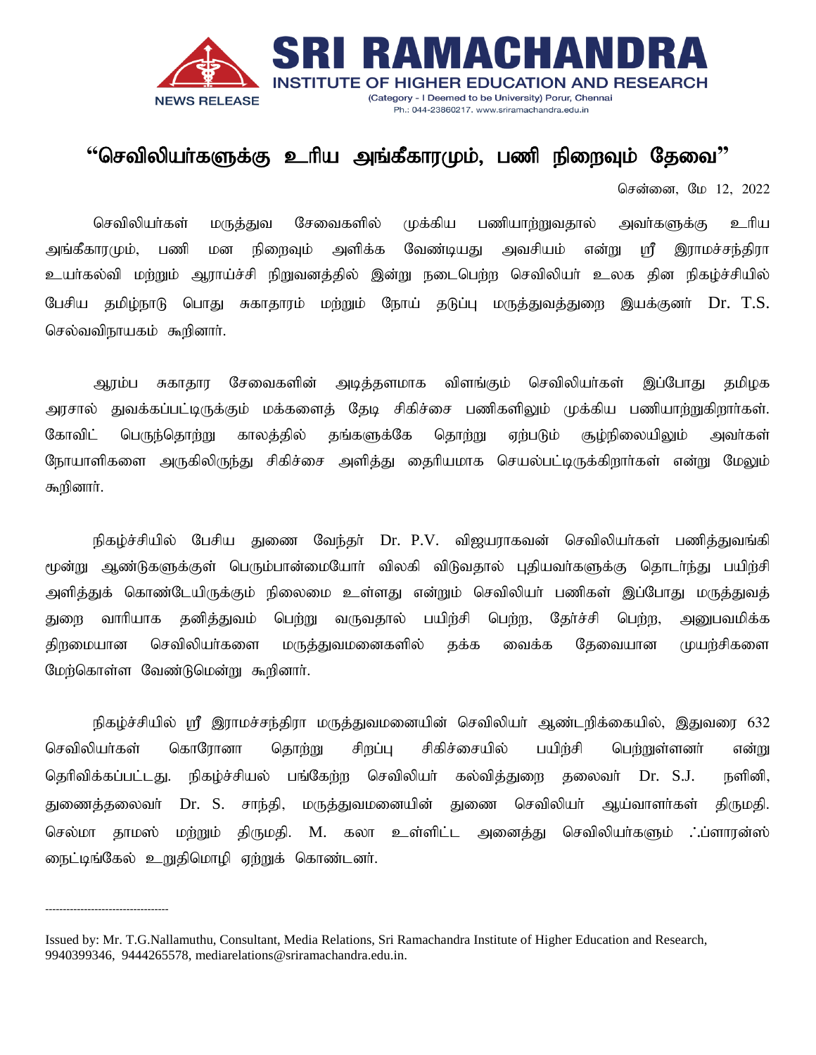SRI RAMACHANDRA
INSTITUTE OF HIGHER EDUCATION AND RESEARCH
(Category - I Deemed to be University) Porur, Chennai
Ph.: 044-23860217. www.sriramachandra.edu.in

NEWS RELEASE

# "செவிலியர்களுக்கு உரிய அங்கீகாரமும், பணி நிறைவும் தேவை"

சென்னை, மே 12, 2022

செவிலியர்கள் மருத்துவ சேவைகளில் முக்கிய பணியாற்றுவதால் அவர்களுக்கு உரிய அங்கீகாரமும், பணி மன நிறைவும் அளிக்க வேண்டியது அவசியம் என்று ஸ்ரீ இராமச்சந்திரா உயர்கல்வி மற்றும் ஆராய்ச்சி நிறுவனத்தில் இன்று நடைபெற்ற செவிலியர் உலக தின நிகழ்ச்சியில் பேசிய தமிழ்நாடு பொது சுகாதாரம் மற்றும் நோய் தடுப்பு மருத்துவத்துறை இயக்குனர் Dr. T.S. செல்வவிநாயகம் கூறினார்.

ஆரம்ப சுகாதார சேவைகளின் அடித்தளமாக விளங்கும் செவிலியர்கள் இப்போது தமிழக அரசால் துவக்கப்பட்டிருக்கும் மக்களைத் தேடி சிகிச்சை பணிகளிலும் முக்கிய பணியாற்றுகிறார்கள். கோவிட் பெருந்தொற்று காலத்தில் தங்களுக்கே தொற்று ஏற்படும் சூழ்நிலையிலும் அவர்கள் நோயாளிகளை அருகிலிருந்து சிகிச்சை அளித்து தைரியமாக செயல்பட்டிருக்கிறார்கள் என்று மேலும் கூறினார்.

நிகழ்ச்சியில் பேசிய துணை வேந்தர் Dr. P.V. விஜயராகவன் செவிலியர்கள் பணித்துவங்கி மூன்று ஆண்டுகளுக்குள் பெரும்பான்மையோர் விலகி விடுவதால் புதியவர்களுக்கு தொடர்ந்து பயிற்சி அளித்துக் கொண்டேயிருக்கும் நிலைமை உள்ளது என்றும் செவிலியர் பணிகள் இப்போது மருத்துவத் துறை வாரியாக தனித்துவம் பெற்று வருவதால் பயிற்சி பெற்ற, தேர்ச்சி பெற்ற, அனுபவமிக்க திறமையான செவிலியர்களை மருத்துவமனைகளில் தக்க வைக்க தேவையான முயற்சிகளை மேற்கொள்ள வேண்டுமென்று கூறினார்.

நிகழ்ச்சியில் ஸ்ரீ இராமச்சந்திரா மருத்துவமனையின் செவிலியர் ஆண்டறிக்கையில், இதுவரை 632 செவிலியர்கள் கொரோனா தொற்று சிறப்பு சிகிச்சையில் பயிற்சி பெற்றுள்ளனர் என்று தெரிவிக்கப்பட்டது. நிகழ்ச்சியல் பங்கேற்ற செவிலியர் கல்வித்துறை தலைவர் Dr. S.J. நளினி, துணைத்தலைவர் Dr. S. சாந்தி, மருத்துவமனையின் துணை செவிலியர் ஆய்வாளர்கள் திருமதி. செல்மா தாமஸ் மற்றும் திருமதி. M. கலா உள்ளிட்ட அனைத்து செவிலியர்களும் ஃப்ளாரன்ஸ் நைட்டிங்கேல் உறுதிமொழி ஏற்றுக் கொண்டனர்.

---

Issued by: Mr. T.G.Nallamuthu, Consultant, Media Relations, Sri Ramachandra Institute of Higher Education and Research, 9940399346, 9444265578, mediarelations@sriramachandra.edu.in.